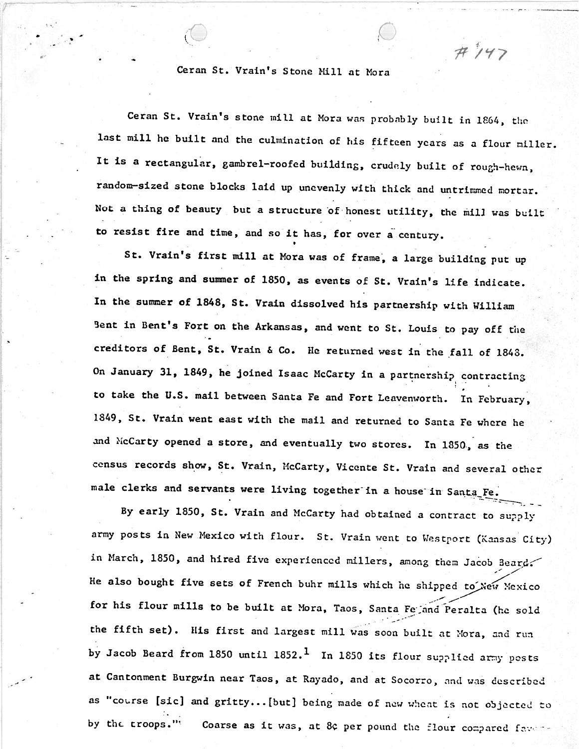#147

# Ceran St. Vrain's Stone Mill at Mora

Ceran St. Vrain's stone mill at Mora was probably built in 1864, the last mill he built and the culmination of his fifteen years as a flour miller. It is a rectangular, gambrel-roofed building, crudely built of rough-hewn, random-sized stone blocks laid up unevenly with thick and untrimmed mortar. Not a thing of beauty but a structure of honest utility, the mill was built to resist fire and time, and so it has, for over a century.

St. Vrain's first mill at Mora was of frame, a large building put up in the spring and summer of 1850, as events of St. Vrain's life indicate. In the summer of 1848, St. Vrain dissolved his partnership with William Bent in Bent's Fort on the Arkansas, and went to St. Louis to pay off the creditors of Bent, St. Vrain & Co. He returned west in the fall of 1848. On January 31, 1849, he joined Isaac McCarty in a partnership contracting to take the U.S. mail between Santa Fe and Fort Leavenworth. In February, 1849, St. Vrain went east with the mail and returned to Santa Fe where he and McCarty opened a store, and eventually two stores. In 1850, as the census records show, St. Vrain, McCarty, Vicente St. Vrain and several other male clerks and servants were living together in a house in Santa Fe.

By early 1850, St. Vrain and McCarty had obtained a contract to supply army posts in New Mexico with flour. St. Vrain went to Westport (Kansas City) in March, 1850, and hired five experienced millers, among them Jacob Beard. He also bought five sets of French buhr mills which he shipped to New Mexico for his flour mills to be built at Mora, Taos, Santa Fe and Peralta (he sold the fifth set). His first and largest mill was soon built at Mora, and run by Jacob Beard from 1850 until 1852.[1] In 1850 its flour supplied army posts at Cantonment Burgwin near Taos, at Rayado, and at Socorro, and was described as "course [sic] and gritty...[but] being made of new wheat is not objected to by the troops."' Coarse as it was, at 8¢ per pound the flour compared fav--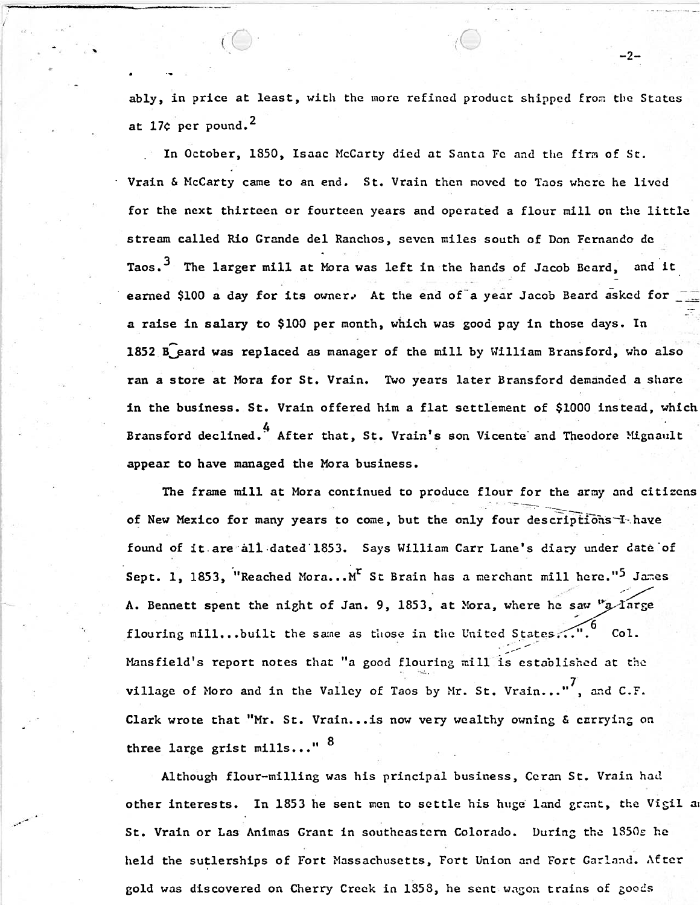ably, in price at least, with the more refined product shipped from the States at 17¢ per pound.[2]

In October, 1850, Isaac McCarty died at Santa Fe and the firm of St. Vrain & McCarty came to an end. St. Vrain then moved to Taos where he lived for the next thirteen or fourteen years and operated a flour mill on the little stream called Rio Grande del Ranchos, seven miles south of Don Fernando de Taos.[3] The larger mill at Mora was left in the hands of Jacob Beard, and it earned $100 a day for its owner. At the end of a year Jacob Beard asked for a raise in salary to $100 per month, which was good pay in those days. In 1852 Beard was replaced as manager of the mill by William Bransford, who also ran a store at Mora for St. Vrain. Two years later Bransford demanded a share in the business. St. Vrain offered him a flat settlement of $1000 instead, which Bransford declined.[4] After that, St. Vrain's son Vicente and Theodore Mignault appear to have managed the Mora business.

The frame mill at Mora continued to produce flour for the army and citizens of New Mexico for many years to come, but the only four descriptions I have found of it are all dated 1853. Says William Carr Lane's diary under date of Sept. 1, 1853, "Reached Mora...Mr St Brain has a merchant mill here."[5] James A. Bennett spent the night of Jan. 9, 1853, at Mora, where he saw "a large flouring mill...built the same as those in the United States...".[6] Col. Mansfield's report notes that "a good flouring mill is established at the village of Moro and in the Valley of Taos by Mr. St. Vrain..."[7], and C.F. Clark wrote that "Mr. St. Vrain...is now very wealthy owning & carrying on three large grist mills..." [8]

Although flour-milling was his principal business, Ceran St. Vrain had other interests. In 1853 he sent men to settle his huge land grant, the Vigil and St. Vrain or Las Animas Grant in southeastern Colorado. During the 1850s he held the sutlerships of Fort Massachusetts, Fort Union and Fort Garland. After gold was discovered on Cherry Creek in 1858, he sent wagon trains of goods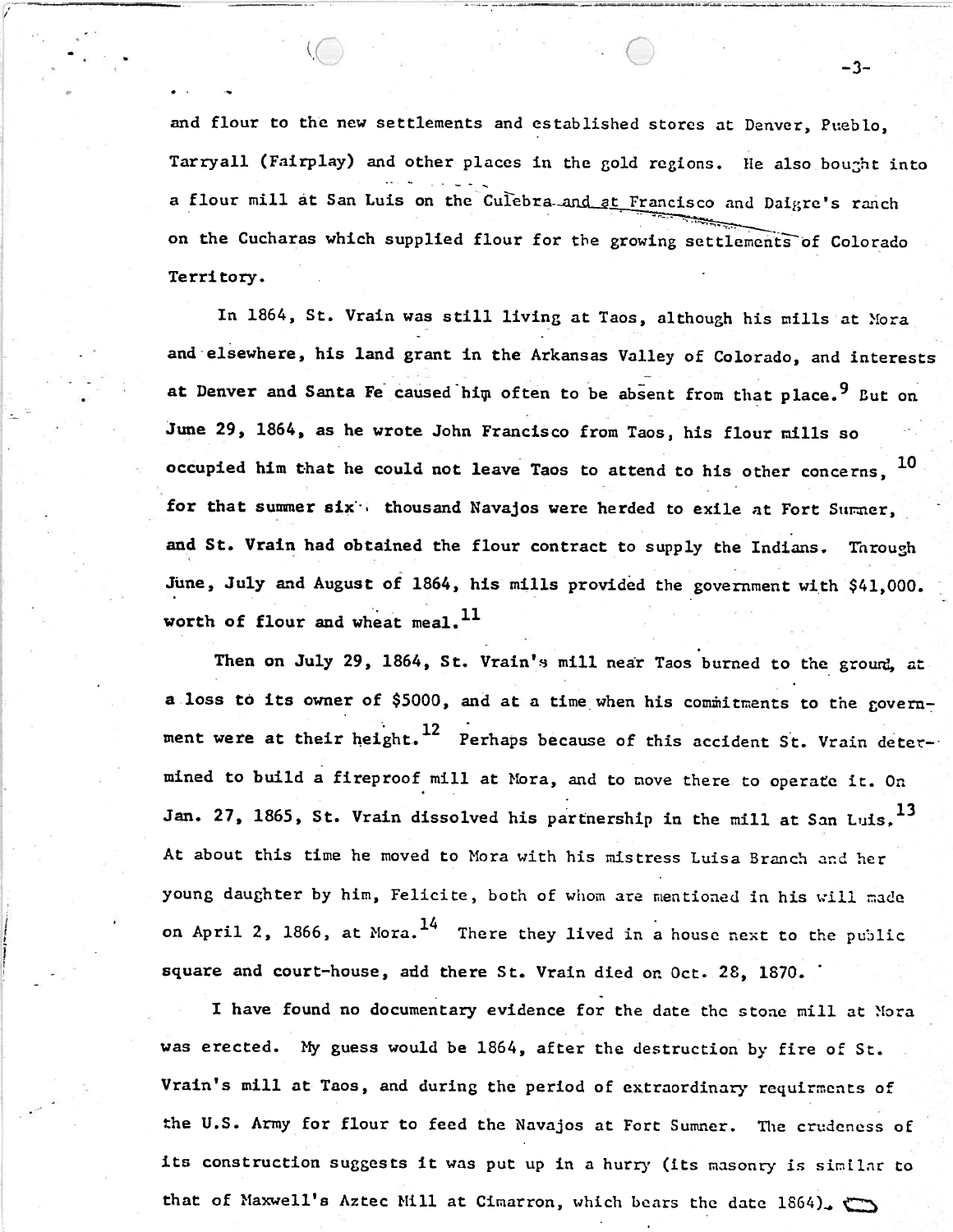and flour to the new settlements and established stores at Denver, Pueblo, Tarryall (Fairplay) and other places in the gold regions. He also bought into a flour mill at San Luis on the Culebra and at Francisco and Daigre's ranch on the Cucharas which supplied flour for the growing settlements of Colorado Territory.

In 1864, St. Vrain was still living at Taos, although his mills at Mora and elsewhere, his land grant in the Arkansas Valley of Colorado, and interests at Denver and Santa Fe caused him often to be absent from that place.[9] But on June 29, 1864, as he wrote John Francisco from Taos, his flour mills so occupied him that he could not leave Taos to attend to his other concerns,[10] for that summer six thousand Navajos were herded to exile at Fort Sumner, and St. Vrain had obtained the flour contract to supply the Indians. Through June, July and August of 1864, his mills provided the government with $41,000. worth of flour and wheat meal.[11]

Then on July 29, 1864, St. Vrain's mill near Taos burned to the ground, at a loss to its owner of $5000, and at a time when his commitments to the government were at their height.[12] Perhaps because of this accident St. Vrain determined to build a fireproof mill at Mora, and to move there to operate it. On Jan. 27, 1865, St. Vrain dissolved his partnership in the mill at San Luis.[13] At about this time he moved to Mora with his mistress Luisa Branch and her young daughter by him, Felicite, both of whom are mentioned in his will made on April 2, 1866, at Mora.[14] There they lived in a house next to the public square and court-house, add there St. Vrain died on Oct. 28, 1870.

I have found no documentary evidence for the date the stone mill at Mora was erected. My guess would be 1864, after the destruction by fire of St. Vrain's mill at Taos, and during the period of extraordinary requirments of the U.S. Army for flour to feed the Navajos at Fort Sumner. The crudeness of its construction suggests it was put up in a hurry (its masonry is similar to that of Maxwell's Aztec Mill at Cimarron, which bears the date 1864).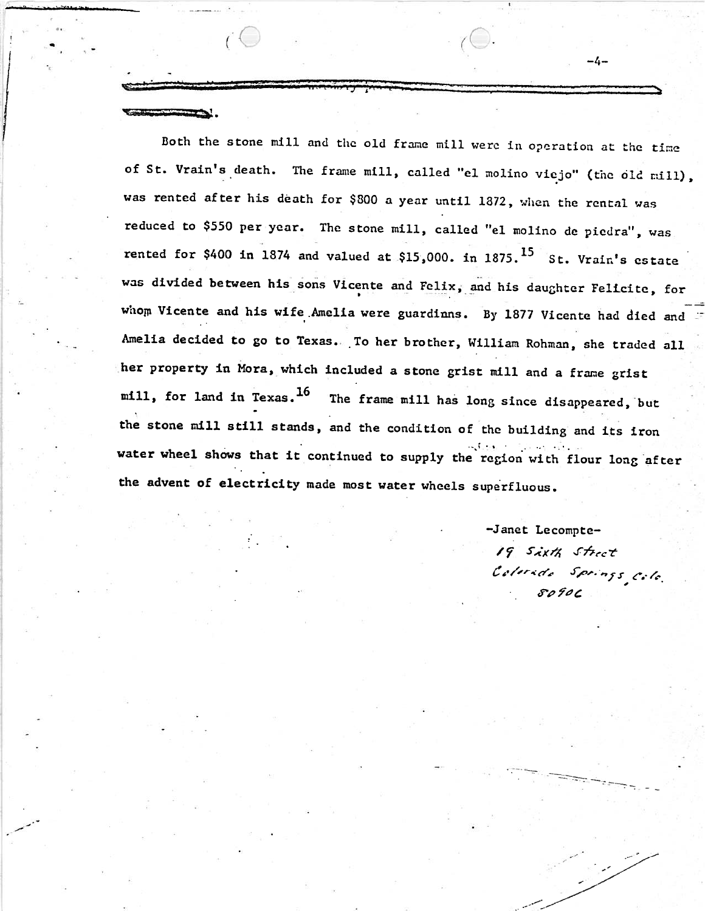Both the stone mill and the old frame mill were in operation at the time of St. Vrain's death. The frame mill, called "el molino viejo" (the old mill), was rented after his death for $800 a year until 1872, when the rental was reduced to $550 per year. The stone mill, called "el molino de piedra", was rented for $400 in 1874 and valued at $15,000. in 1875.[15] St. Vrain's estate was divided between his sons Vicente and Felix, and his daughter Felicite, for whom Vicente and his wife Amelia were guardinns. By 1877 Vicente had died and Amelia decided to go to Texas. To her brother, William Rohman, she traded all her property in Mora, which included a stone grist mill and a frame grist mill, for land in Texas.[16] The frame mill has long since disappeared, but the stone mill still stands, and the condition of the building and its iron water wheel shows that it continued to supply the region with flour long after the advent of electricity made most water wheels superfluous.

-Janet Lecompte-
19 Sixth Street
Colorado Springs, Colo.
80906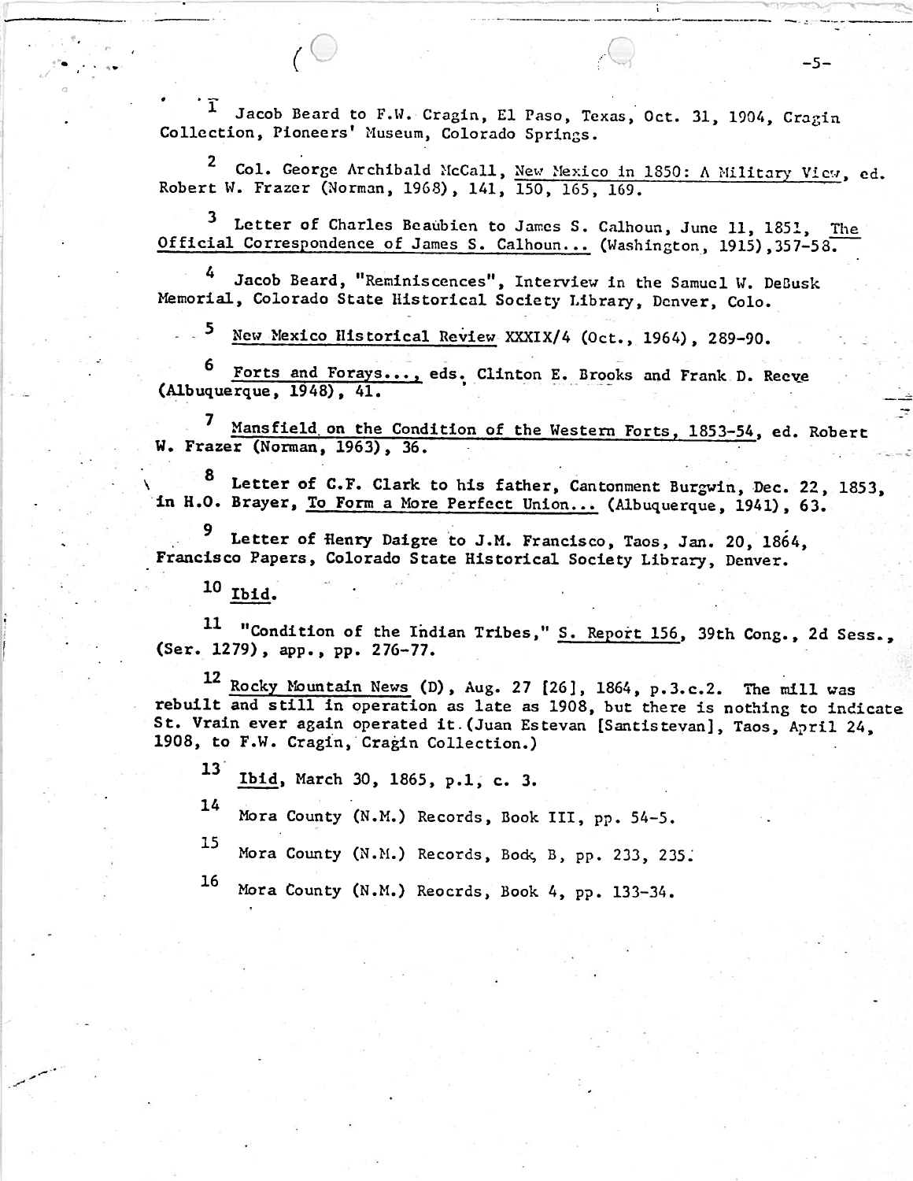[1] Jacob Beard to F.W. Cragin, El Paso, Texas, Oct. 31, 1904, Cragin Collection, Pioneers' Museum, Colorado Springs.

[2] Col. George Archibald McCall, <u>New Mexico in 1850: A Military View</u>, ed. Robert W. Frazer (Norman, 1968), 141, 150, 165, 169.

[3] Letter of Charles Beaubien to James S. Calhoun, June 11, 1851, <u>The Official Correspondence of James S. Calhoun...</u> (Washington, 1915), 357-58.

[4] Jacob Beard, "Reminiscences", Interview in the Samuel W. DeBusk Memorial, Colorado State Historical Society Library, Denver, Colo.

[5] <u>New Mexico Historical Review</u> XXXIX/4 (Oct., 1964), 289-90.

[6] <u>Forts and Forays...</u>, eds. Clinton E. Brooks and Frank D. Reeve (Albuquerque, 1948), 41.

[7] <u>Mansfield on the Condition of the Western Forts, 1853-54</u>, ed. Robert W. Frazer (Norman, 1963), 36.

[8] Letter of C.F. Clark to his father, Cantonment Burgwin, Dec. 22, 1853, in H.O. Brayer, <u>To Form a More Perfect Union...</u> (Albuquerque, 1941), 63.

[9] Letter of Henry Daigre to J.M. Francisco, Taos, Jan. 20, 1864, Francisco Papers, Colorado State Historical Society Library, Denver.

[10] <u>Ibid</u>.

[11] "Condition of the Indian Tribes," <u>S. Report 156</u>, 39th Cong., 2d Sess., (Ser. 1279), app., pp. 276-77.

[12] <u>Rocky Mountain News</u> (D), Aug. 27 [26], 1864, p.3.c.2. The mill was rebuilt and still in operation as late as 1908, but there is nothing to indicate St. Vrain ever again operated it.(Juan Estevan [Santistevan], Taos, April 24, 1908, to F.W. Cragin, Cragin Collection.)

[13] <u>Ibid</u>, March 30, 1865, p.1, c. 3.

[14] Mora County (N.M.) Records, Book III, pp. 54-5.

[15] Mora County (N.M.) Records, Bock, B, pp. 233, 235.

[16] Mora County (N.M.) Reocrds, Book 4, pp. 133-34.